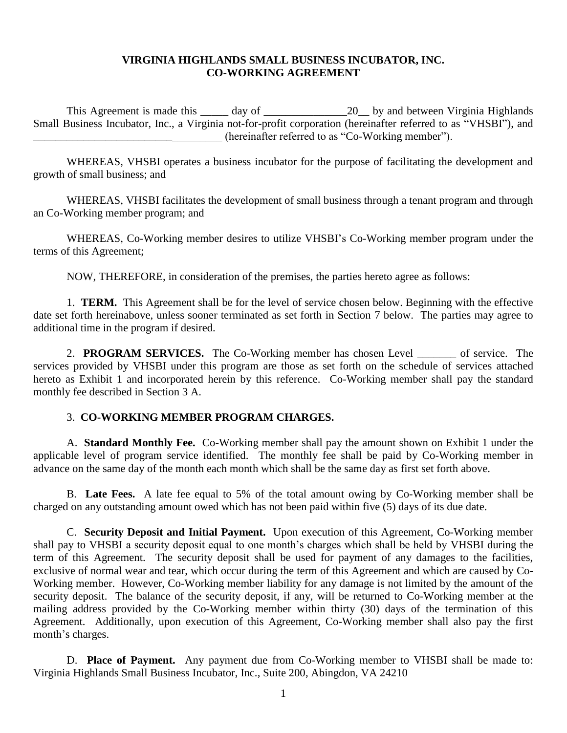**VIRGINIA HIGHLANDS SMALL BUSINESS INCUBATOR, INC.**
**CO-WORKING AGREEMENT**

This Agreement is made this _____ day of _______________20__ by and between Virginia Highlands Small Business Incubator, Inc., a Virginia not-for-profit corporation (hereinafter referred to as "VHSBI"), and __________________________________ (hereinafter referred to as "Co-Working member").

WHEREAS, VHSBI operates a business incubator for the purpose of facilitating the development and growth of small business; and

WHEREAS, VHSBI facilitates the development of small business through a tenant program and through an Co-Working member program; and

WHEREAS, Co-Working member desires to utilize VHSBI's Co-Working member program under the terms of this Agreement;

NOW, THEREFORE, in consideration of the premises, the parties hereto agree as follows:

1. **TERM.** This Agreement shall be for the level of service chosen below. Beginning with the effective date set forth hereinabove, unless sooner terminated as set forth in Section 7 below. The parties may agree to additional time in the program if desired.

2. **PROGRAM SERVICES.** The Co-Working member has chosen Level _______ of service. The services provided by VHSBI under this program are those as set forth on the schedule of services attached hereto as Exhibit 1 and incorporated herein by this reference. Co-Working member shall pay the standard monthly fee described in Section 3 A.

3. **CO-WORKING MEMBER PROGRAM CHARGES.**

A. **Standard Monthly Fee.** Co-Working member shall pay the amount shown on Exhibit 1 under the applicable level of program service identified. The monthly fee shall be paid by Co-Working member in advance on the same day of the month each month which shall be the same day as first set forth above.

B. **Late Fees.** A late fee equal to 5% of the total amount owing by Co-Working member shall be charged on any outstanding amount owed which has not been paid within five (5) days of its due date.

C. **Security Deposit and Initial Payment.** Upon execution of this Agreement, Co-Working member shall pay to VHSBI a security deposit equal to one month's charges which shall be held by VHSBI during the term of this Agreement. The security deposit shall be used for payment of any damages to the facilities, exclusive of normal wear and tear, which occur during the term of this Agreement and which are caused by Co-Working member. However, Co-Working member liability for any damage is not limited by the amount of the security deposit. The balance of the security deposit, if any, will be returned to Co-Working member at the mailing address provided by the Co-Working member within thirty (30) days of the termination of this Agreement. Additionally, upon execution of this Agreement, Co-Working member shall also pay the first month's charges.

D. **Place of Payment.** Any payment due from Co-Working member to VHSBI shall be made to: Virginia Highlands Small Business Incubator, Inc., Suite 200, Abingdon, VA 24210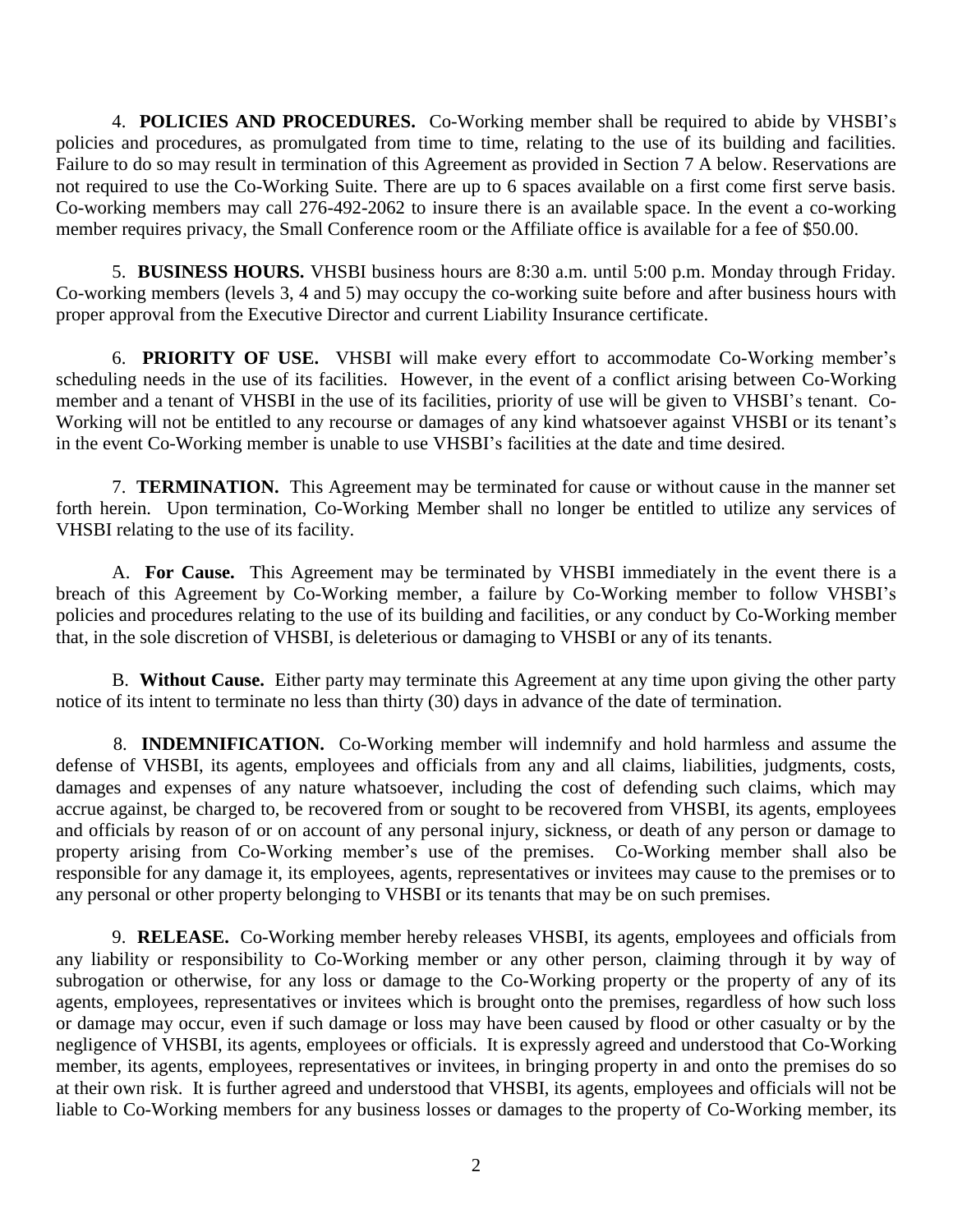4. **POLICIES AND PROCEDURES.** Co-Working member shall be required to abide by VHSBI's policies and procedures, as promulgated from time to time, relating to the use of its building and facilities. Failure to do so may result in termination of this Agreement as provided in Section 7 A below. Reservations are not required to use the Co-Working Suite. There are up to 6 spaces available on a first come first serve basis. Co-working members may call 276-492-2062 to insure there is an available space. In the event a co-working member requires privacy, the Small Conference room or the Affiliate office is available for a fee of $50.00.

5. **BUSINESS HOURS.** VHSBI business hours are 8:30 a.m. until 5:00 p.m. Monday through Friday. Co-working members (levels 3, 4 and 5) may occupy the co-working suite before and after business hours with proper approval from the Executive Director and current Liability Insurance certificate.

6. **PRIORITY OF USE.** VHSBI will make every effort to accommodate Co-Working member's scheduling needs in the use of its facilities. However, in the event of a conflict arising between Co-Working member and a tenant of VHSBI in the use of its facilities, priority of use will be given to VHSBI's tenant. Co-Working will not be entitled to any recourse or damages of any kind whatsoever against VHSBI or its tenant's in the event Co-Working member is unable to use VHSBI's facilities at the date and time desired.

7. **TERMINATION.** This Agreement may be terminated for cause or without cause in the manner set forth herein. Upon termination, Co-Working Member shall no longer be entitled to utilize any services of VHSBI relating to the use of its facility.

A. **For Cause.** This Agreement may be terminated by VHSBI immediately in the event there is a breach of this Agreement by Co-Working member, a failure by Co-Working member to follow VHSBI's policies and procedures relating to the use of its building and facilities, or any conduct by Co-Working member that, in the sole discretion of VHSBI, is deleterious or damaging to VHSBI or any of its tenants.

B. **Without Cause.** Either party may terminate this Agreement at any time upon giving the other party notice of its intent to terminate no less than thirty (30) days in advance of the date of termination.

8. **INDEMNIFICATION.** Co-Working member will indemnify and hold harmless and assume the defense of VHSBI, its agents, employees and officials from any and all claims, liabilities, judgments, costs, damages and expenses of any nature whatsoever, including the cost of defending such claims, which may accrue against, be charged to, be recovered from or sought to be recovered from VHSBI, its agents, employees and officials by reason of or on account of any personal injury, sickness, or death of any person or damage to property arising from Co-Working member's use of the premises. Co-Working member shall also be responsible for any damage it, its employees, agents, representatives or invitees may cause to the premises or to any personal or other property belonging to VHSBI or its tenants that may be on such premises.

9. **RELEASE.** Co-Working member hereby releases VHSBI, its agents, employees and officials from any liability or responsibility to Co-Working member or any other person, claiming through it by way of subrogation or otherwise, for any loss or damage to the Co-Working property or the property of any of its agents, employees, representatives or invitees which is brought onto the premises, regardless of how such loss or damage may occur, even if such damage or loss may have been caused by flood or other casualty or by the negligence of VHSBI, its agents, employees or officials. It is expressly agreed and understood that Co-Working member, its agents, employees, representatives or invitees, in bringing property in and onto the premises do so at their own risk. It is further agreed and understood that VHSBI, its agents, employees and officials will not be liable to Co-Working members for any business losses or damages to the property of Co-Working member, its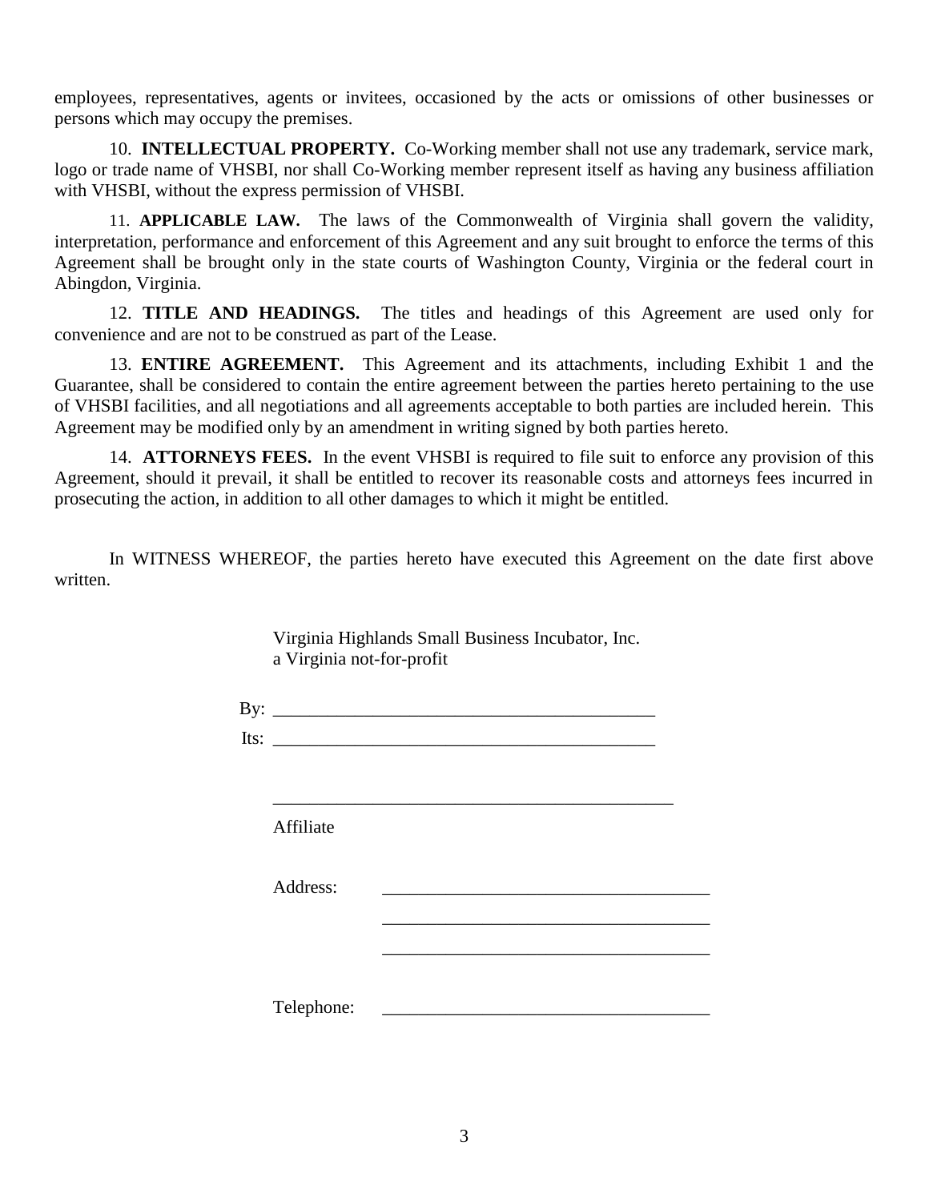employees, representatives, agents or invitees, occasioned by the acts or omissions of other businesses or persons which may occupy the premises.

10. **INTELLECTUAL PROPERTY.** Co-Working member shall not use any trademark, service mark, logo or trade name of VHSBI, nor shall Co-Working member represent itself as having any business affiliation with VHSBI, without the express permission of VHSBI.

11. **APPLICABLE LAW.** The laws of the Commonwealth of Virginia shall govern the validity, interpretation, performance and enforcement of this Agreement and any suit brought to enforce the terms of this Agreement shall be brought only in the state courts of Washington County, Virginia or the federal court in Abingdon, Virginia.

12. **TITLE AND HEADINGS.** The titles and headings of this Agreement are used only for convenience and are not to be construed as part of the Lease.

13. **ENTIRE AGREEMENT.** This Agreement and its attachments, including Exhibit 1 and the Guarantee, shall be considered to contain the entire agreement between the parties hereto pertaining to the use of VHSBI facilities, and all negotiations and all agreements acceptable to both parties are included herein. This Agreement may be modified only by an amendment in writing signed by both parties hereto.

14. **ATTORNEYS FEES.** In the event VHSBI is required to file suit to enforce any provision of this Agreement, should it prevail, it shall be entitled to recover its reasonable costs and attorneys fees incurred in prosecuting the action, in addition to all other damages to which it might be entitled.

In WITNESS WHEREOF, the parties hereto have executed this Agreement on the date first above written.

Virginia Highlands Small Business Incubator, Inc.
a Virginia not-for-profit

By: ___________________________________________

Its: ___________________________________________

_____________________________________________

Affiliate

Address: ____________________________________

____________________________________

____________________________________

Telephone: ____________________________________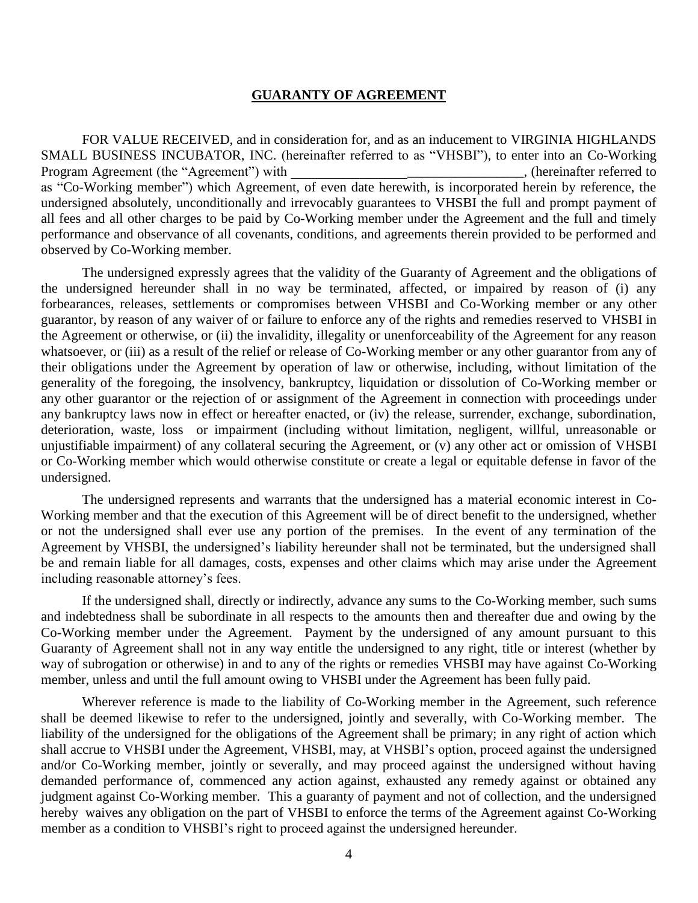**GUARANTY OF AGREEMENT**

FOR VALUE RECEIVED, and in consideration for, and as an inducement to VIRGINIA HIGHLANDS SMALL BUSINESS INCUBATOR, INC. (hereinafter referred to as "VHSBI"), to enter into an Co-Working Program Agreement (the "Agreement") with __________________________________, (hereinafter referred to as "Co-Working member") which Agreement, of even date herewith, is incorporated herein by reference, the undersigned absolutely, unconditionally and irrevocably guarantees to VHSBI the full and prompt payment of all fees and all other charges to be paid by Co-Working member under the Agreement and the full and timely performance and observance of all covenants, conditions, and agreements therein provided to be performed and observed by Co-Working member.

The undersigned expressly agrees that the validity of the Guaranty of Agreement and the obligations of the undersigned hereunder shall in no way be terminated, affected, or impaired by reason of (i) any forbearances, releases, settlements or compromises between VHSBI and Co-Working member or any other guarantor, by reason of any waiver of or failure to enforce any of the rights and remedies reserved to VHSBI in the Agreement or otherwise, or (ii) the invalidity, illegality or unenforceability of the Agreement for any reason whatsoever, or (iii) as a result of the relief or release of Co-Working member or any other guarantor from any of their obligations under the Agreement by operation of law or otherwise, including, without limitation of the generality of the foregoing, the insolvency, bankruptcy, liquidation or dissolution of Co-Working member or any other guarantor or the rejection of or assignment of the Agreement in connection with proceedings under any bankruptcy laws now in effect or hereafter enacted, or (iv) the release, surrender, exchange, subordination, deterioration, waste, loss or impairment (including without limitation, negligent, willful, unreasonable or unjustifiable impairment) of any collateral securing the Agreement, or (v) any other act or omission of VHSBI or Co-Working member which would otherwise constitute or create a legal or equitable defense in favor of the undersigned.

The undersigned represents and warrants that the undersigned has a material economic interest in Co-Working member and that the execution of this Agreement will be of direct benefit to the undersigned, whether or not the undersigned shall ever use any portion of the premises. In the event of any termination of the Agreement by VHSBI, the undersigned's liability hereunder shall not be terminated, but the undersigned shall be and remain liable for all damages, costs, expenses and other claims which may arise under the Agreement including reasonable attorney's fees.

If the undersigned shall, directly or indirectly, advance any sums to the Co-Working member, such sums and indebtedness shall be subordinate in all respects to the amounts then and thereafter due and owing by the Co-Working member under the Agreement. Payment by the undersigned of any amount pursuant to this Guaranty of Agreement shall not in any way entitle the undersigned to any right, title or interest (whether by way of subrogation or otherwise) in and to any of the rights or remedies VHSBI may have against Co-Working member, unless and until the full amount owing to VHSBI under the Agreement has been fully paid.

Wherever reference is made to the liability of Co-Working member in the Agreement, such reference shall be deemed likewise to refer to the undersigned, jointly and severally, with Co-Working member. The liability of the undersigned for the obligations of the Agreement shall be primary; in any right of action which shall accrue to VHSBI under the Agreement, VHSBI, may, at VHSBI's option, proceed against the undersigned and/or Co-Working member, jointly or severally, and may proceed against the undersigned without having demanded performance of, commenced any action against, exhausted any remedy against or obtained any judgment against Co-Working member. This a guaranty of payment and not of collection, and the undersigned hereby waives any obligation on the part of VHSBI to enforce the terms of the Agreement against Co-Working member as a condition to VHSBI's right to proceed against the undersigned hereunder.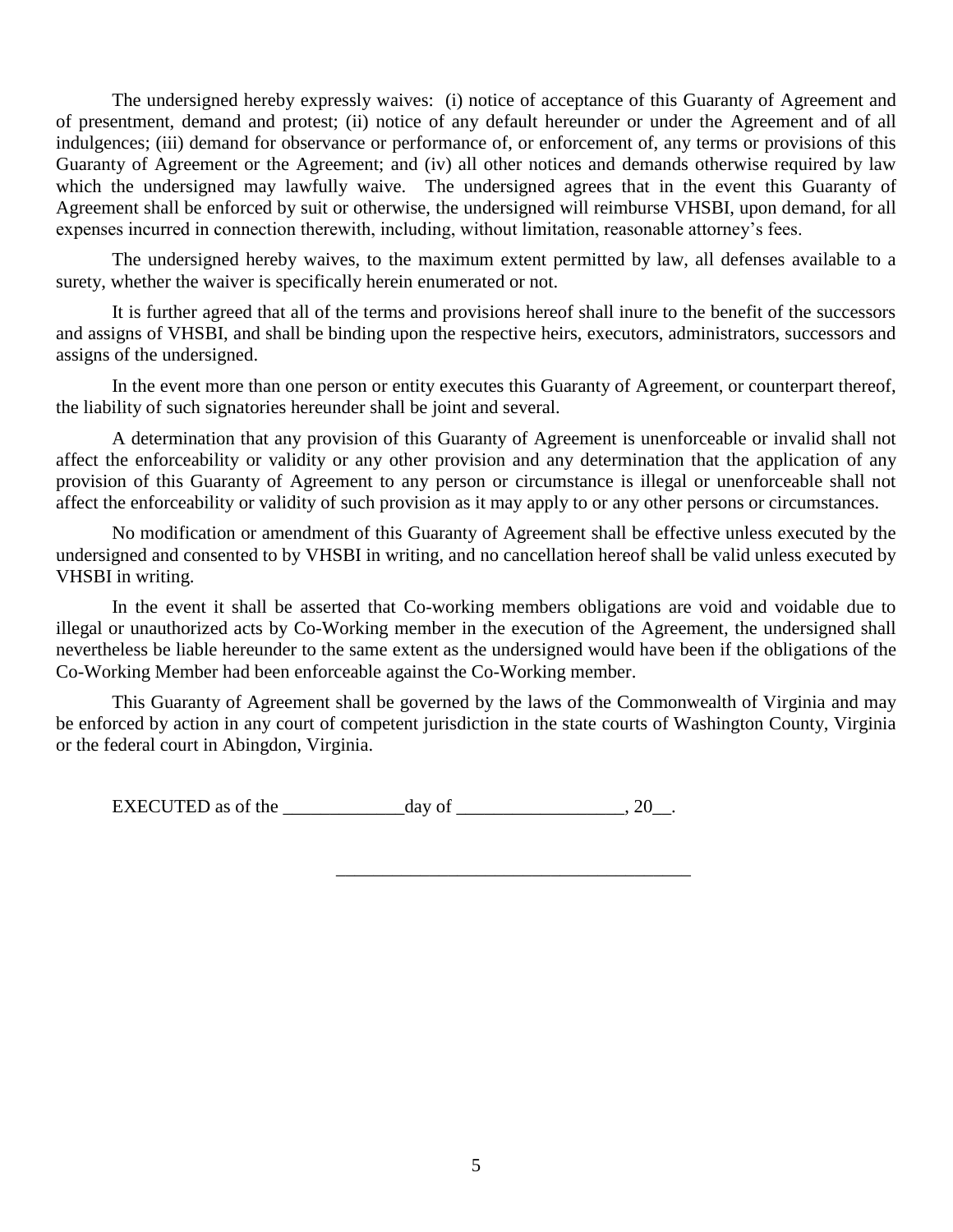The undersigned hereby expressly waives: (i) notice of acceptance of this Guaranty of Agreement and of presentment, demand and protest; (ii) notice of any default hereunder or under the Agreement and of all indulgences; (iii) demand for observance or performance of, or enforcement of, any terms or provisions of this Guaranty of Agreement or the Agreement; and (iv) all other notices and demands otherwise required by law which the undersigned may lawfully waive. The undersigned agrees that in the event this Guaranty of Agreement shall be enforced by suit or otherwise, the undersigned will reimburse VHSBI, upon demand, for all expenses incurred in connection therewith, including, without limitation, reasonable attorney's fees.

The undersigned hereby waives, to the maximum extent permitted by law, all defenses available to a surety, whether the waiver is specifically herein enumerated or not.

It is further agreed that all of the terms and provisions hereof shall inure to the benefit of the successors and assigns of VHSBI, and shall be binding upon the respective heirs, executors, administrators, successors and assigns of the undersigned.

In the event more than one person or entity executes this Guaranty of Agreement, or counterpart thereof, the liability of such signatories hereunder shall be joint and several.

A determination that any provision of this Guaranty of Agreement is unenforceable or invalid shall not affect the enforceability or validity or any other provision and any determination that the application of any provision of this Guaranty of Agreement to any person or circumstance is illegal or unenforceable shall not affect the enforceability or validity of such provision as it may apply to or any other persons or circumstances.

No modification or amendment of this Guaranty of Agreement shall be effective unless executed by the undersigned and consented to by VHSBI in writing, and no cancellation hereof shall be valid unless executed by VHSBI in writing.

In the event it shall be asserted that Co-working members obligations are void and voidable due to illegal or unauthorized acts by Co-Working member in the execution of the Agreement, the undersigned shall nevertheless be liable hereunder to the same extent as the undersigned would have been if the obligations of the Co-Working Member had been enforceable against the Co-Working member.

This Guaranty of Agreement shall be governed by the laws of the Commonwealth of Virginia and may be enforced by action in any court of competent jurisdiction in the state courts of Washington County, Virginia or the federal court in Abingdon, Virginia.

EXECUTED as of the _____________day of __________________, 20__.

_____________________________________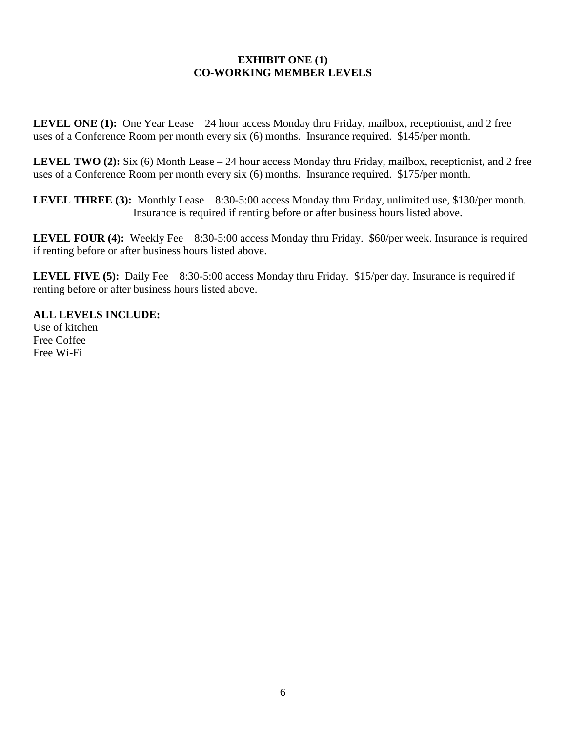# EXHIBIT ONE (1)
# CO-WORKING MEMBER LEVELS

**LEVEL ONE (1):** One Year Lease – 24 hour access Monday thru Friday, mailbox, receptionist, and 2 free uses of a Conference Room per month every six (6) months. Insurance required. $145/per month.

**LEVEL TWO (2):** Six (6) Month Lease – 24 hour access Monday thru Friday, mailbox, receptionist, and 2 free uses of a Conference Room per month every six (6) months. Insurance required. $175/per month.

**LEVEL THREE (3):** Monthly Lease – 8:30-5:00 access Monday thru Friday, unlimited use, $130/per month. Insurance is required if renting before or after business hours listed above.

**LEVEL FOUR (4):** Weekly Fee – 8:30-5:00 access Monday thru Friday. $60/per week. Insurance is required if renting before or after business hours listed above.

**LEVEL FIVE (5):** Daily Fee – 8:30-5:00 access Monday thru Friday. $15/per day. Insurance is required if renting before or after business hours listed above.

**ALL LEVELS INCLUDE:**
Use of kitchen
Free Coffee
Free Wi-Fi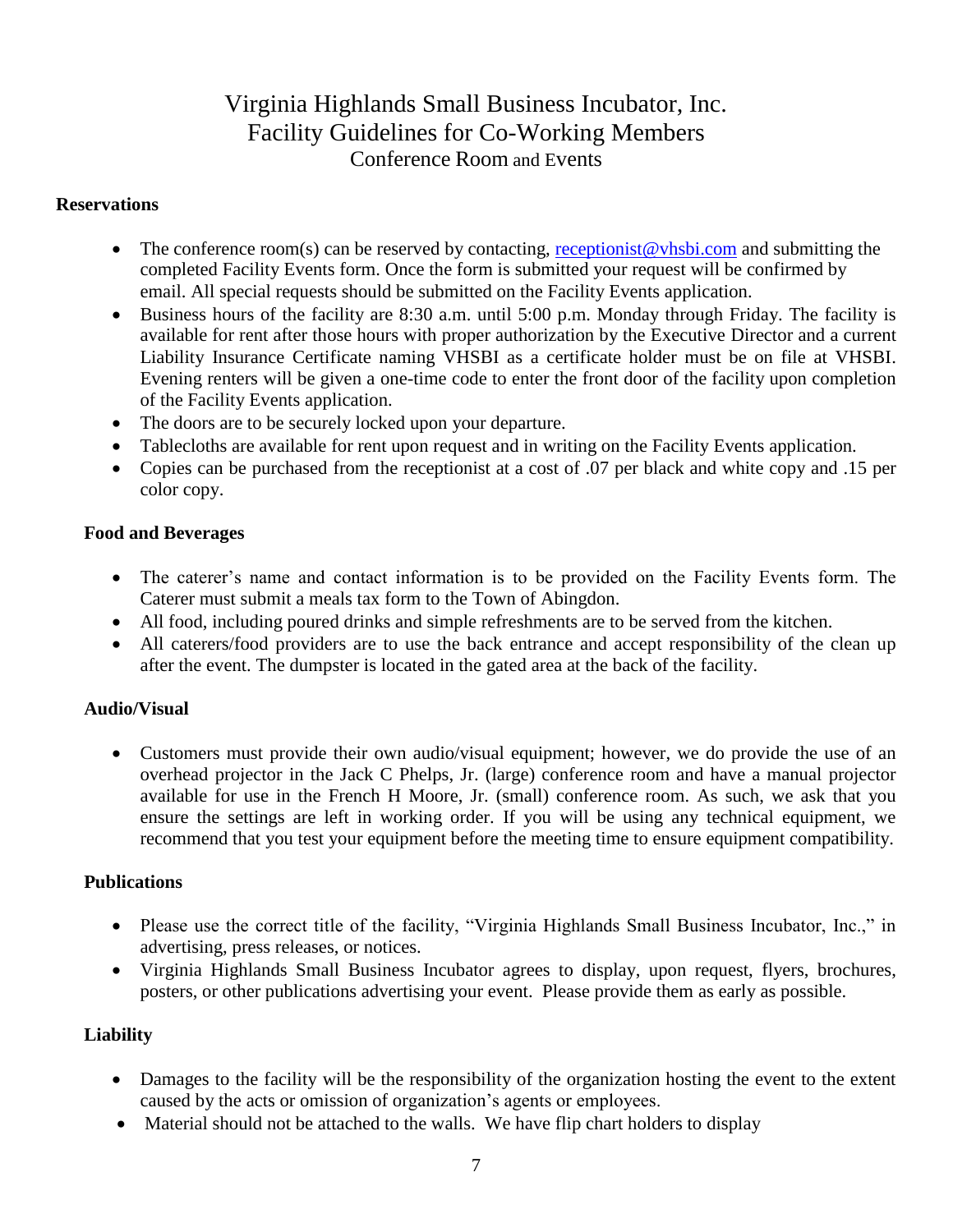# Virginia Highlands Small Business Incubator, Inc.
## Facility Guidelines for Co-Working Members
### Conference Room and Events

**Reservations**

- The conference room(s) can be reserved by contacting, receptionist@vhsbi.com and submitting the completed Facility Events form. Once the form is submitted your request will be confirmed by email. All special requests should be submitted on the Facility Events application.
- Business hours of the facility are 8:30 a.m. until 5:00 p.m. Monday through Friday. The facility is available for rent after those hours with proper authorization by the Executive Director and a current Liability Insurance Certificate naming VHSBI as a certificate holder must be on file at VHSBI. Evening renters will be given a one-time code to enter the front door of the facility upon completion of the Facility Events application.
- The doors are to be securely locked upon your departure.
- Tablecloths are available for rent upon request and in writing on the Facility Events application.
- Copies can be purchased from the receptionist at a cost of .07 per black and white copy and .15 per color copy.

**Food and Beverages**

- The caterer's name and contact information is to be provided on the Facility Events form. The Caterer must submit a meals tax form to the Town of Abingdon.
- All food, including poured drinks and simple refreshments are to be served from the kitchen.
- All caterers/food providers are to use the back entrance and accept responsibility of the clean up after the event. The dumpster is located in the gated area at the back of the facility.

**Audio/Visual**

- Customers must provide their own audio/visual equipment; however, we do provide the use of an overhead projector in the Jack C Phelps, Jr. (large) conference room and have a manual projector available for use in the French H Moore, Jr. (small) conference room. As such, we ask that you ensure the settings are left in working order. If you will be using any technical equipment, we recommend that you test your equipment before the meeting time to ensure equipment compatibility.

**Publications**

- Please use the correct title of the facility, "Virginia Highlands Small Business Incubator, Inc.," in advertising, press releases, or notices.
- Virginia Highlands Small Business Incubator agrees to display, upon request, flyers, brochures, posters, or other publications advertising your event. Please provide them as early as possible.

**Liability**

- Damages to the facility will be the responsibility of the organization hosting the event to the extent caused by the acts or omission of organization's agents or employees.
- Material should not be attached to the walls. We have flip chart holders to display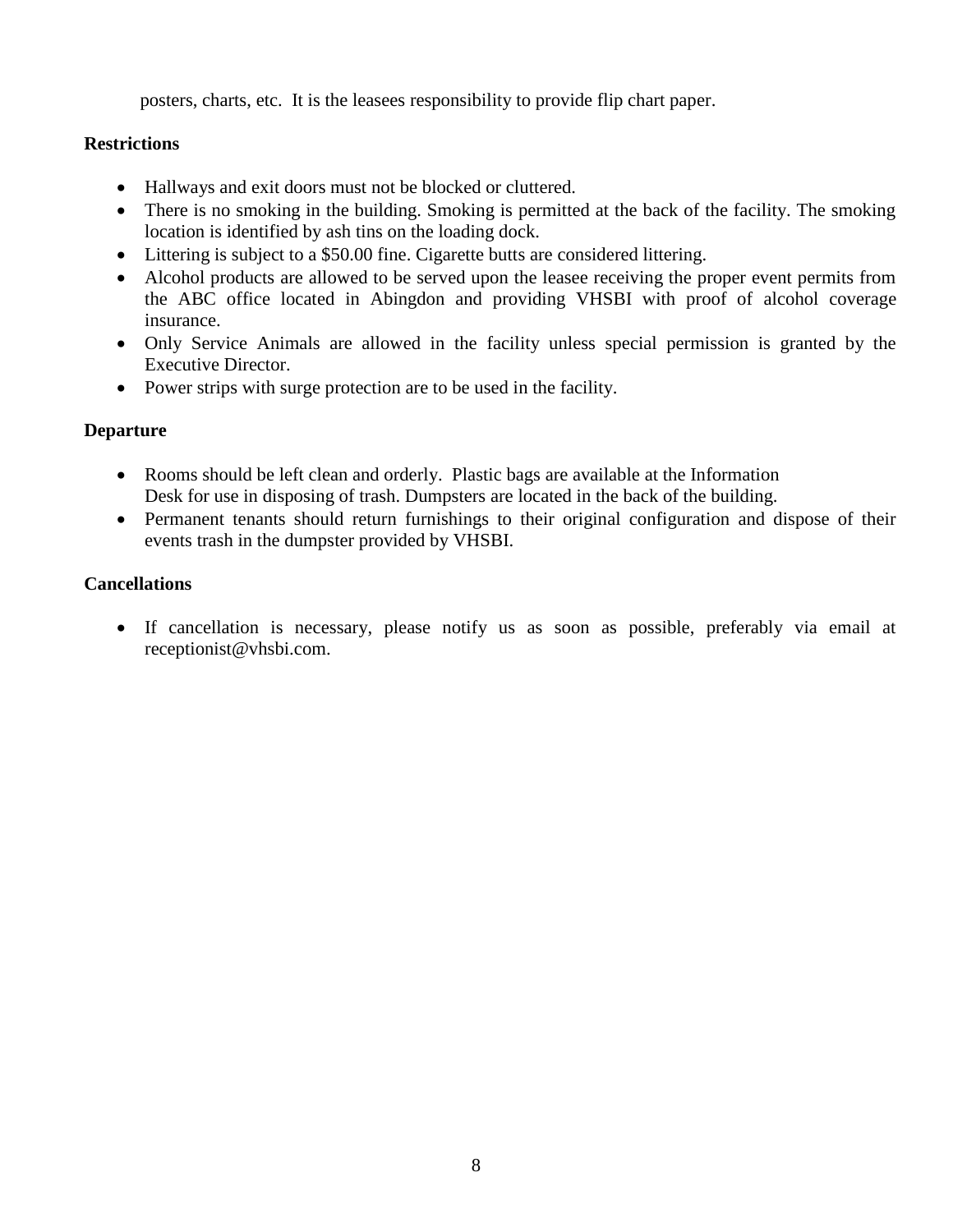posters, charts, etc.  It is the leasees responsibility to provide flip chart paper.

**Restrictions**

- Hallways and exit doors must not be blocked or cluttered.
- There is no smoking in the building. Smoking is permitted at the back of the facility. The smoking location is identified by ash tins on the loading dock.
- Littering is subject to a $50.00 fine. Cigarette butts are considered littering.
- Alcohol products are allowed to be served upon the leasee receiving the proper event permits from the ABC office located in Abingdon and providing VHSBI with proof of alcohol coverage insurance.
- Only Service Animals are allowed in the facility unless special permission is granted by the Executive Director.
- Power strips with surge protection are to be used in the facility.

**Departure**

- Rooms should be left clean and orderly.  Plastic bags are available at the Information Desk for use in disposing of trash. Dumpsters are located in the back of the building.
- Permanent tenants should return furnishings to their original configuration and dispose of their events trash in the dumpster provided by VHSBI.

**Cancellations**

- If cancellation is necessary, please notify us as soon as possible, preferably via email at receptionist@vhsbi.com.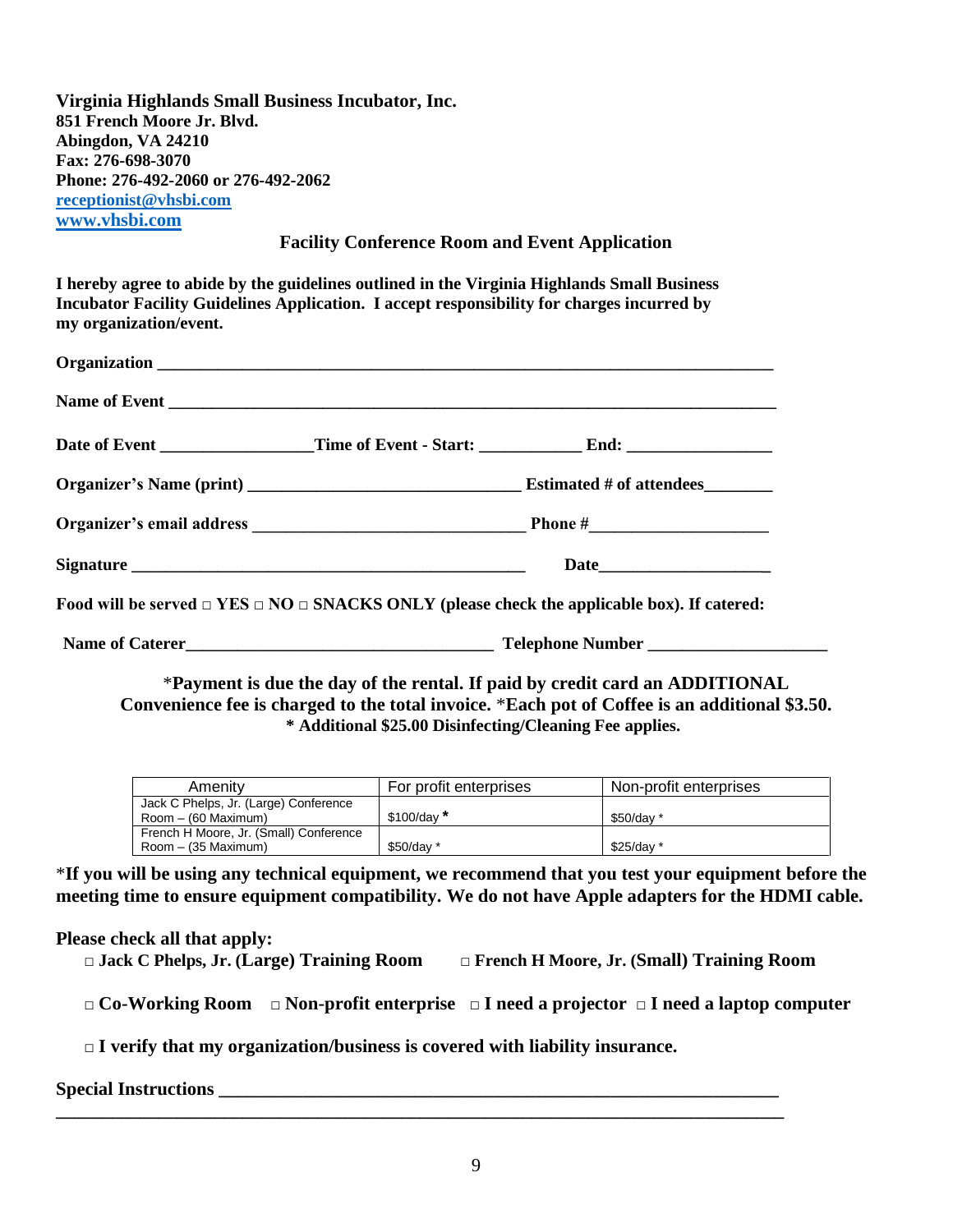**Virginia Highlands Small Business Incubator, Inc.**
**851 French Moore Jr. Blvd.**
**Abingdon, VA 24210**
**Fax: 276-698-3070**
**Phone: 276-492-2060 or 276-492-2062**
**receptionist@vhsbi.com**
**www.vhsbi.com**

## Facility Conference Room and Event Application

**I hereby agree to abide by the guidelines outlined in the Virginia Highlands Small Business Incubator Facility Guidelines Application. I accept responsibility for charges incurred by my organization/event.**

**Organization** ___________________________________________________________________________

**Name of Event** _________________________________________________________________________

**Date of Event** _________________**Time of Event - Start:** ___________ **End:** ________________

**Organizer's Name (print)** _______________________________ **Estimated # of attendees**________

**Organizer's email address** _______________________________ **Phone #**____________________

**Signature** _____________________________________________ **Date**____________________

**Food will be served □ YES □ NO □ SNACKS ONLY (please check the applicable box). If catered:**

**Name of Caterer**___________________________________ **Telephone Number** ____________________

*__Payment is due the day of the rental. If paid by credit card an ADDITIONAL Convenience fee is charged to the total invoice.__ *__Each pot of Coffee is an additional $3.50.__
**\* Additional $25.00 Disinfecting/Cleaning Fee applies.**

| Amenity | For profit enterprises | Non-profit enterprises |
|---|---|---|
| Jack C Phelps, Jr. (Large) Conference Room – (60 Maximum) | $100/day * | $50/day * |
| French H Moore, Jr. (Small) Conference Room – (35 Maximum) | $50/day * | $25/day * |

*__If you will be using any technical equipment, we recommend that you test your equipment before the meeting time to ensure equipment compatibility. We do not have Apple adapters for the HDMI cable.__

**Please check all that apply:**

□ **Jack C Phelps, Jr. (Large) Training Room** □ **French H Moore, Jr. (Small) Training Room**

□ **Co-Working Room** □ **Non-profit enterprise** □ **I need a projector** □ **I need a laptop computer**

□ **I verify that my organization/business is covered with liability insurance.**

**Special Instructions** ______________________________________________________________

_____________________________________________________________________________________